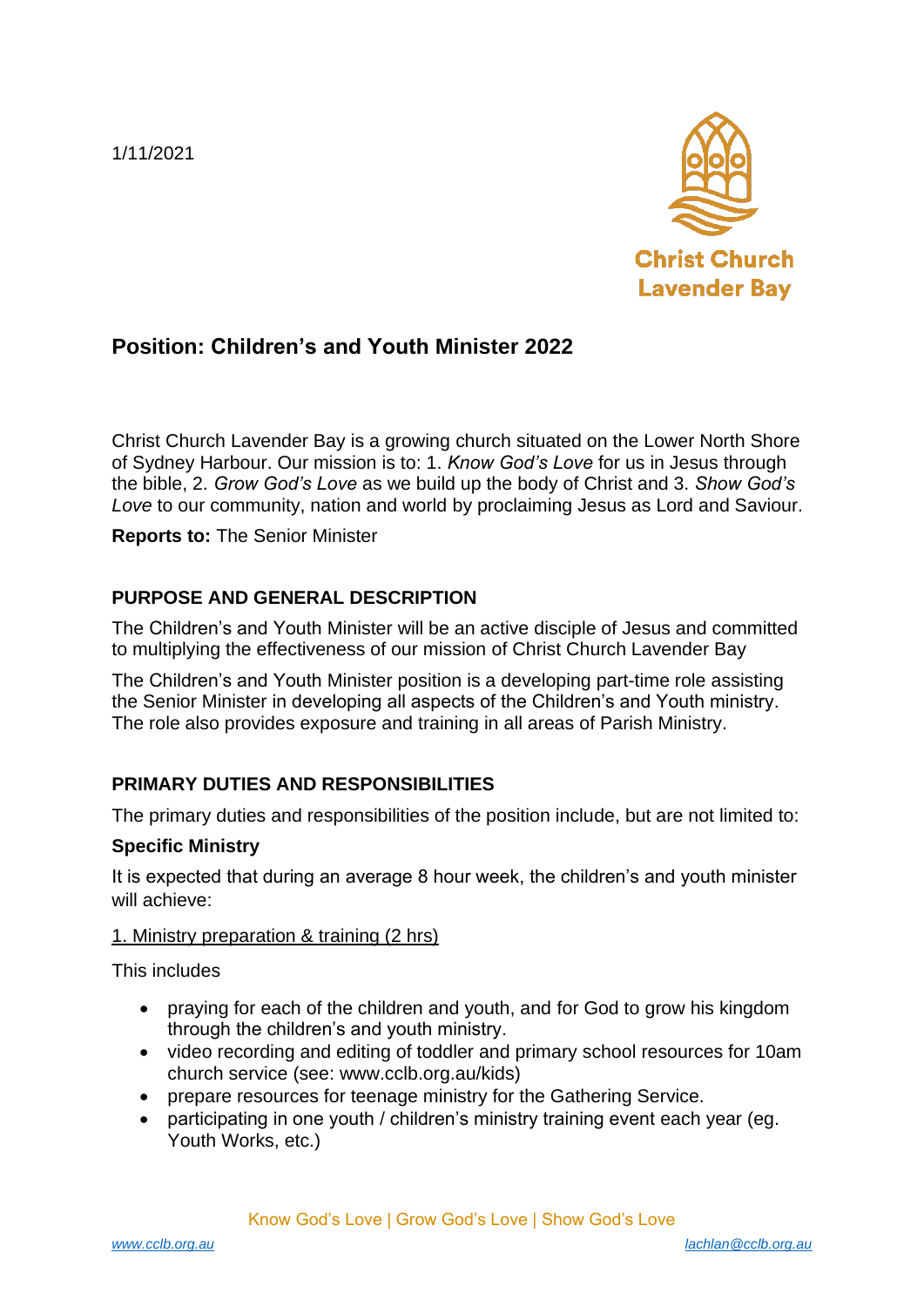1/11/2021

Christ Church Lavender Bay

## Position: Children's and Youth Minister 2022

Christ Church Lavender Bay is a growing church situated on the Lower North Shore of Sydney Harbour. Our mission is to: 1. *Know God's Love* for us in Jesus through the bible, 2. *Grow God's Love* as we build up the body of Christ and 3. *Show God's Love* to our community, nation and world by proclaiming Jesus as Lord and Saviour.

**Reports to:** The Senior Minister

### PURPOSE AND GENERAL DESCRIPTION

The Children's and Youth Minister will be an active disciple of Jesus and committed to multiplying the effectiveness of our mission of Christ Church Lavender Bay

The Children's and Youth Minister position is a developing part-time role assisting the Senior Minister in developing all aspects of the Children's and Youth ministry. The role also provides exposure and training in all areas of Parish Ministry.

### PRIMARY DUTIES AND RESPONSIBILITIES

The primary duties and responsibilities of the position include, but are not limited to:

**Specific Ministry**

It is expected that during an average 8 hour week, the children's and youth minister will achieve:

<u>1. Ministry preparation & training (2 hrs)</u>

This includes

- praying for each of the children and youth, and for God to grow his kingdom through the children's and youth ministry.
- video recording and editing of toddler and primary school resources for 10am church service (see: www.cclb.org.au/kids)
- prepare resources for teenage ministry for the Gathering Service.
- participating in one youth / children's ministry training event each year (eg. Youth Works, etc.)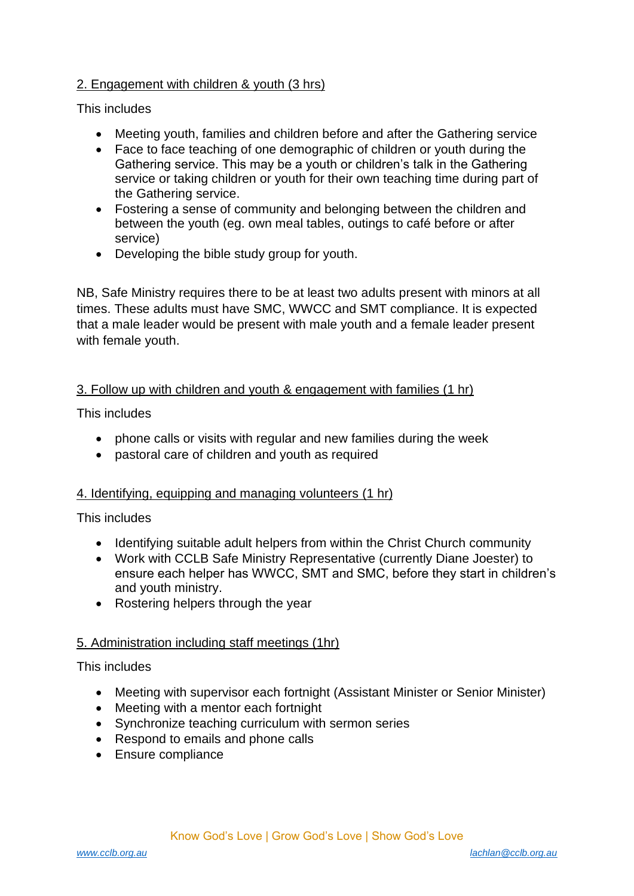<u>2. Engagement with children & youth (3 hrs)</u>

This includes

- Meeting youth, families and children before and after the Gathering service
- Face to face teaching of one demographic of children or youth during the Gathering service. This may be a youth or children's talk in the Gathering service or taking children or youth for their own teaching time during part of the Gathering service.
- Fostering a sense of community and belonging between the children and between the youth (eg. own meal tables, outings to café before or after service)
- Developing the bible study group for youth.

NB, Safe Ministry requires there to be at least two adults present with minors at all times. These adults must have SMC, WWCC and SMT compliance. It is expected that a male leader would be present with male youth and a female leader present with female youth.

<u>3. Follow up with children and youth & engagement with families (1 hr)</u>

This includes

- phone calls or visits with regular and new families during the week
- pastoral care of children and youth as required

<u>4. Identifying, equipping and managing volunteers (1 hr)</u>

This includes

- Identifying suitable adult helpers from within the Christ Church community
- Work with CCLB Safe Ministry Representative (currently Diane Joester) to ensure each helper has WWCC, SMT and SMC, before they start in children's and youth ministry.
- Rostering helpers through the year

<u>5. Administration including staff meetings (1hr)</u>

This includes

- Meeting with supervisor each fortnight (Assistant Minister or Senior Minister)
- Meeting with a mentor each fortnight
- Synchronize teaching curriculum with sermon series
- Respond to emails and phone calls
- Ensure compliance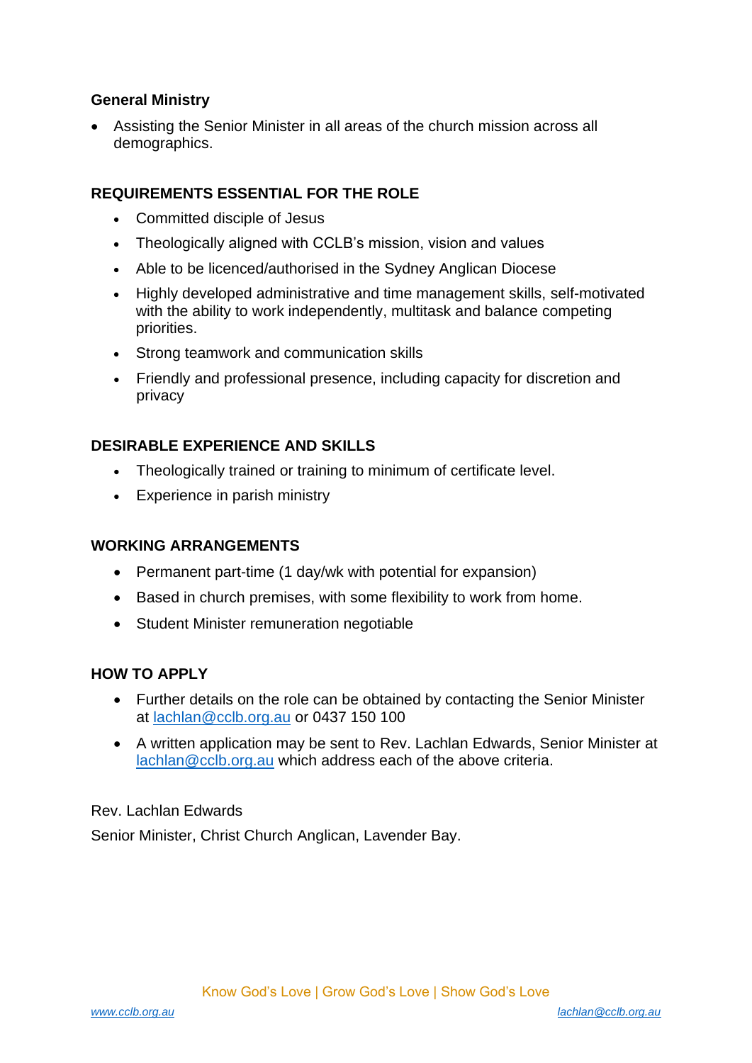**General Ministry**

- Assisting the Senior Minister in all areas of the church mission across all demographics.

## REQUIREMENTS ESSENTIAL FOR THE ROLE

- Committed disciple of Jesus
- Theologically aligned with CCLB's mission, vision and values
- Able to be licenced/authorised in the Sydney Anglican Diocese
- Highly developed administrative and time management skills, self-motivated with the ability to work independently, multitask and balance competing priorities.
- Strong teamwork and communication skills
- Friendly and professional presence, including capacity for discretion and privacy

## DESIRABLE EXPERIENCE AND SKILLS

- Theologically trained or training to minimum of certificate level.
- Experience in parish ministry

## WORKING ARRANGEMENTS

- Permanent part-time (1 day/wk with potential for expansion)
- Based in church premises, with some flexibility to work from home.
- Student Minister remuneration negotiable

## HOW TO APPLY

- Further details on the role can be obtained by contacting the Senior Minister at lachlan@cclb.org.au or 0437 150 100
- A written application may be sent to Rev. Lachlan Edwards, Senior Minister at lachlan@cclb.org.au which address each of the above criteria.

Rev. Lachlan Edwards

Senior Minister, Christ Church Anglican, Lavender Bay.

Know God's Love | Grow God's Love | Show God's Love

*www.cclb.org.au* *lachlan@cclb.org.au*